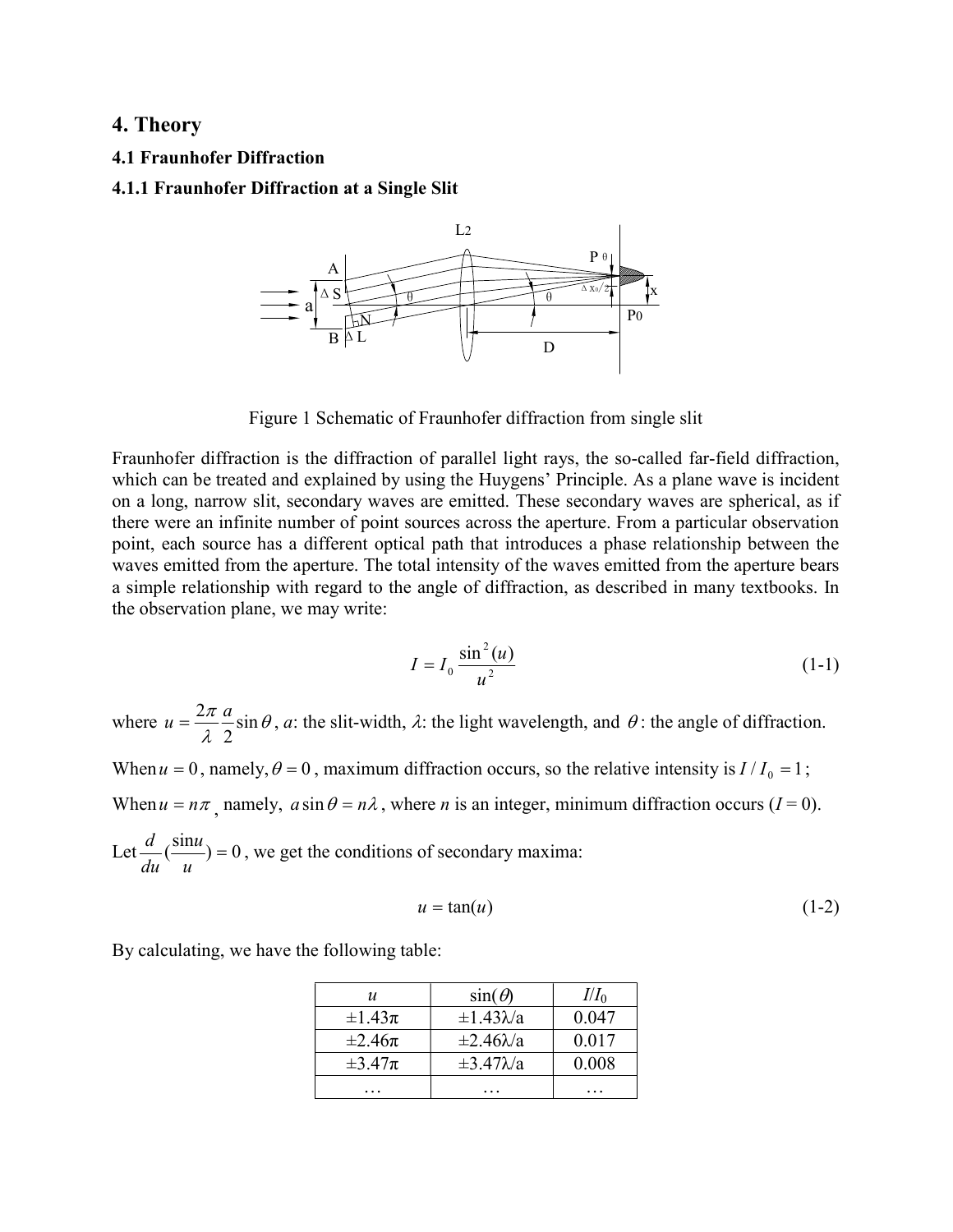# 4. Theory

## 4.1 Fraunhofer Diffraction

### 4.1.1 Fraunhofer Diffraction at a Single Slit

Figure 1 Schematic of Fraunhofer diffraction from single slit

Fraunhofer diffraction is the diffraction of parallel light rays, the so-called far-field diffraction, which can be treated and explained by using the Huygens' Principle. As a plane wave is incident on a long, narrow slit, secondary waves are emitted. These secondary waves are spherical, as if there were an infinite number of point sources across the aperture. From a particular observation point, each source has a different optical path that introduces a phase relationship between the waves emitted from the aperture. The total intensity of the waves emitted from the aperture bears a simple relationship with regard to the angle of diffraction, as described in many textbooks. In the observation plane, we may write:

$$I = I_0 \frac{\sin^2(u)}{u^2} \tag{1-1}$$

where $u = \frac{2\pi}{\lambda}\frac{a}{2}\sin\theta$, $a$: the slit-width, $\lambda$: the light wavelength, and $\theta$: the angle of diffraction.

When $u = 0$, namely, $\theta = 0$, maximum diffraction occurs, so the relative intensity is $I / I_0 = 1$;

When $u = n\pi$, namely, $a\sin\theta = n\lambda$, where $n$ is an integer, minimum diffraction occurs ($I$ = 0).

Let $\frac{d}{du}(\frac{\sin u}{u}) = 0$, we get the conditions of secondary maxima:

$$u = \tan(u) \tag{1-2}$$

By calculating, we have the following table:

| $u$ | $\sin(\theta)$ | $I/I_0$ |
|---|---|---|
| $\pm 1.43\pi$ | $\pm 1.43\lambda/a$ | 0.047 |
| $\pm 2.46\pi$ | $\pm 2.46\lambda/a$ | 0.017 |
| $\pm 3.47\pi$ | $\pm 3.47\lambda/a$ | 0.008 |
| … | … | … |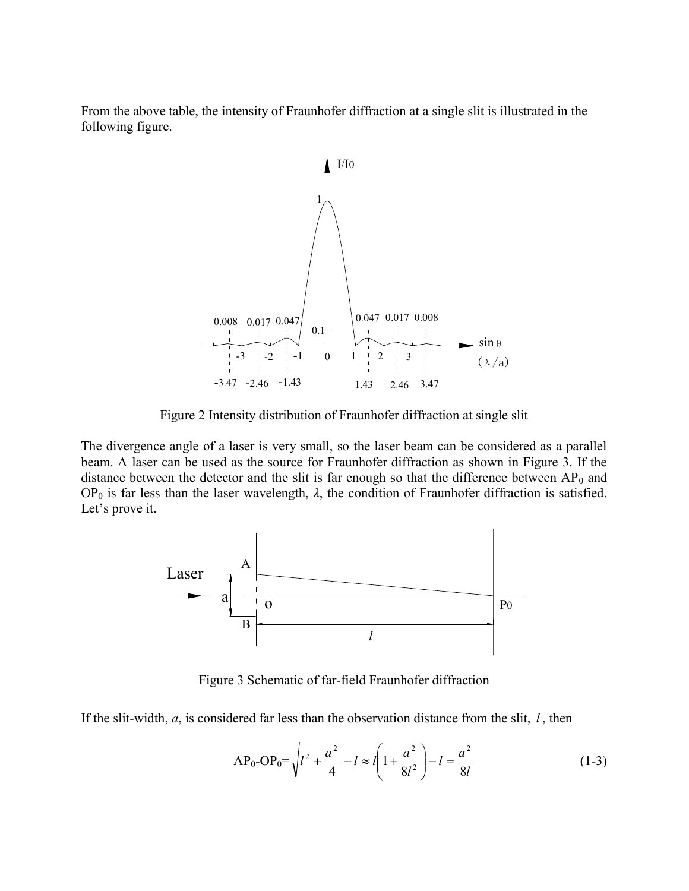From the above table, the intensity of Fraunhofer diffraction at a single slit is illustrated in the following figure.

Figure 2 Intensity distribution of Fraunhofer diffraction at single slit

The divergence angle of a laser is very small, so the laser beam can be considered as a parallel beam. A laser can be used as the source for Fraunhofer diffraction as shown in Figure 3. If the distance between the detector and the slit is far enough so that the difference between $AP_0$ and $OP_0$ is far less than the laser wavelength, $\lambda$, the condition of Fraunhofer diffraction is satisfied. Let's prove it.

Figure 3 Schematic of far-field Fraunhofer diffraction

If the slit-width, $a$, is considered far less than the observation distance from the slit, $l$, then

$$AP_0\text{-}OP_0=\sqrt{l^2+\frac{a^2}{4}}-l\approx l\left(1+\frac{a^2}{8l^2}\right)-l=\frac{a^2}{8l} \tag{1-3}$$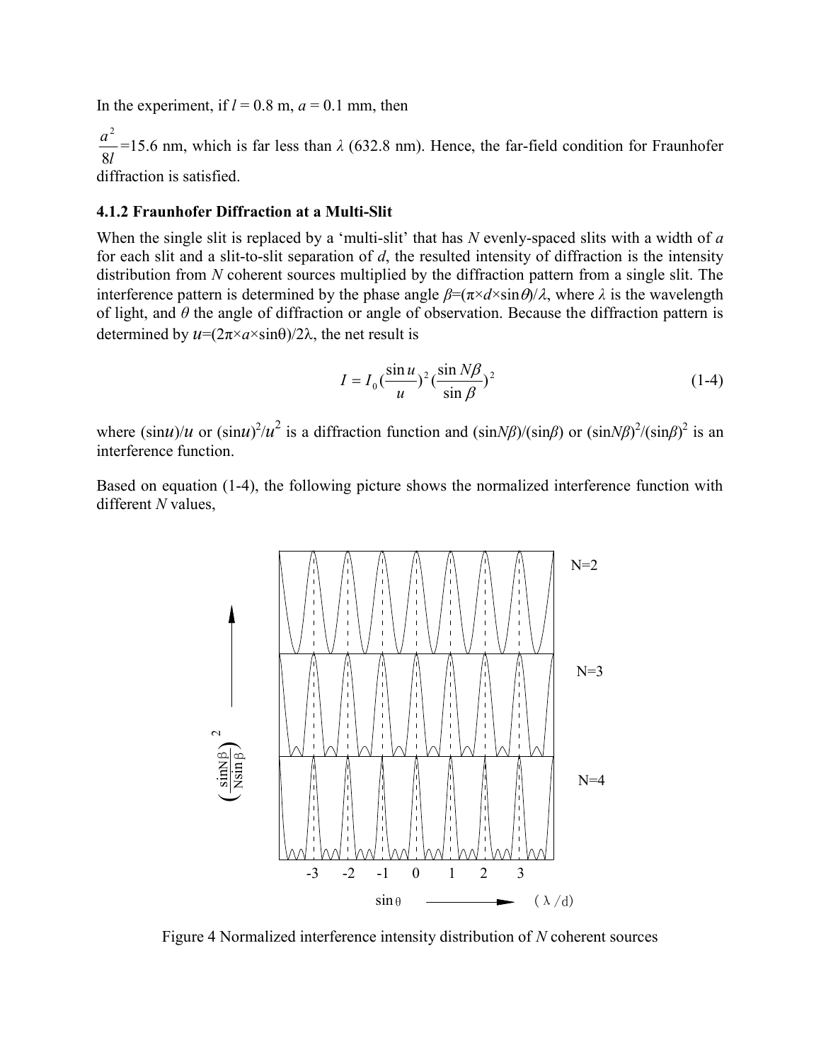In the experiment, if $l$ = 0.8 m, $a$ = 0.1 mm, then

$\frac{a^2}{8l}$=15.6 nm, which is far less than $\lambda$ (632.8 nm). Hence, the far-field condition for Fraunhofer diffraction is satisfied.

### 4.1.2 Fraunhofer Diffraction at a Multi-Slit

When the single slit is replaced by a 'multi-slit' that has $N$ evenly-spaced slits with a width of $a$ for each slit and a slit-to-slit separation of $d$, the resulted intensity of diffraction is the intensity distribution from $N$ coherent sources multiplied by the diffraction pattern from a single slit. The interference pattern is determined by the phase angle $\beta=(\pi\times d\times\sin\theta)/\lambda$, where $\lambda$ is the wavelength of light, and $\theta$ the angle of diffraction or angle of observation. Because the diffraction pattern is determined by $u=(2\pi\times a\times\sin\theta)/2\lambda$, the net result is

$$I = I_0\left(\frac{\sin u}{u}\right)^2\left(\frac{\sin N\beta}{\sin\beta}\right)^2 \tag{1-4}$$

where $(\sin u)/u$ or $(\sin u)^2/u^2$ is a diffraction function and $(\sin N\beta)/(\sin\beta)$ or $(\sin N\beta)^2/(\sin\beta)^2$ is an interference function.

Based on equation (1-4), the following picture shows the normalized interference function with different $N$ values,

Figure 4 Normalized interference intensity distribution of $N$ coherent sources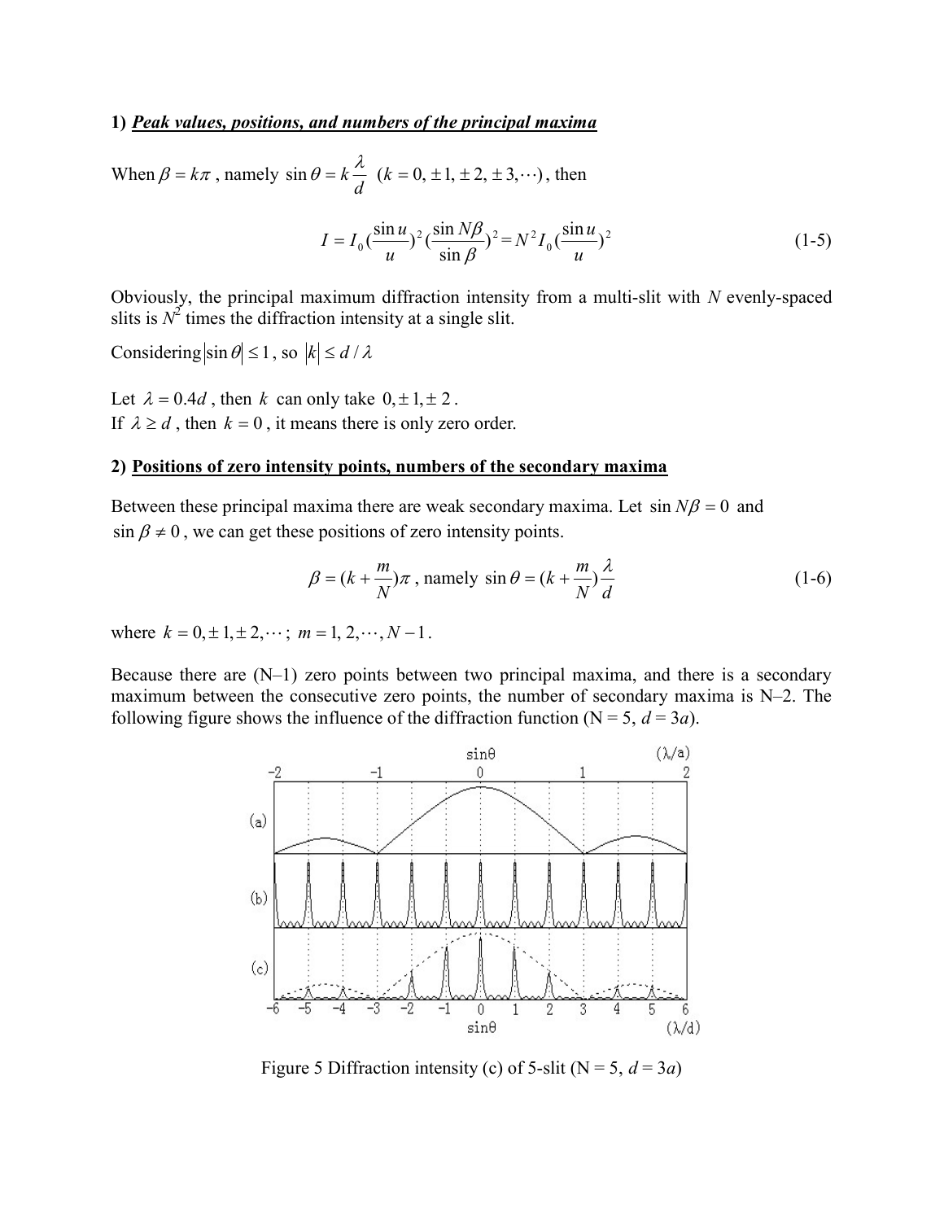### 1) ***Peak values, positions, and numbers of the principal maxima***

When $\beta = k\pi$, namely $\sin\theta = k\dfrac{\lambda}{d}$ $(k = 0, \pm 1, \pm 2, \pm 3, \cdots)$, then

$$I = I_0 (\frac{\sin u}{u})^2 (\frac{\sin N\beta}{\sin\beta})^2 = N^2 I_0 (\frac{\sin u}{u})^2 \tag{1-5}$$

Obviously, the principal maximum diffraction intensity from a multi-slit with $N$ evenly-spaced slits is $N^2$ times the diffraction intensity at a single slit.

Considering $|\sin\theta| \le 1$, so $|k| \le d/\lambda$

Let $\lambda = 0.4d$, then $k$ can only take $0, \pm 1, \pm 2$.
If $\lambda \ge d$, then $k = 0$, it means there is only zero order.

### 2) **Positions of zero intensity points, numbers of the secondary maxima**

Between these principal maxima there are weak secondary maxima. Let $\sin N\beta = 0$ and $\sin\beta \ne 0$, we can get these positions of zero intensity points.

$$\beta = (k + \frac{m}{N})\pi \text{, namely } \sin\theta = (k + \frac{m}{N})\frac{\lambda}{d} \tag{1-6}$$

where $k = 0, \pm 1, \pm 2, \cdots$; $m = 1, 2, \cdots, N-1$.

Because there are (N–1) zero points between two principal maxima, and there is a secondary maximum between the consecutive zero points, the number of secondary maxima is N–2. The following figure shows the influence of the diffraction function (N = 5, $d = 3a$).

Figure 5 Diffraction intensity (c) of 5-slit (N = 5, $d = 3a$)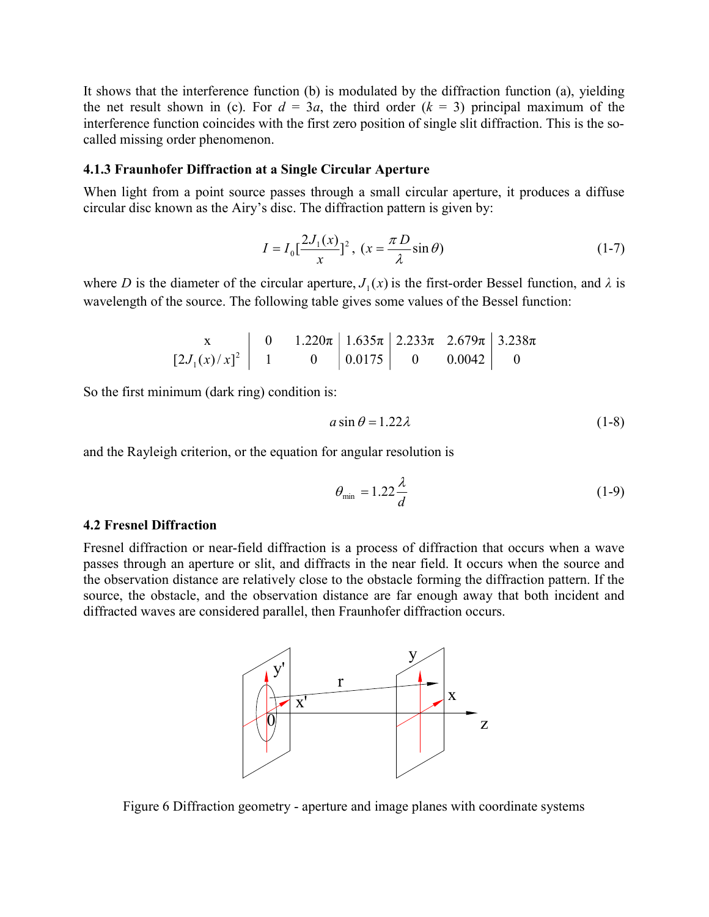It shows that the interference function (b) is modulated by the diffraction function (a), yielding the net result shown in (c). For $d = 3a$, the third order ($k = 3$) principal maximum of the interference function coincides with the first zero position of single slit diffraction. This is the so-called missing order phenomenon.

### 4.1.3 Fraunhofer Diffraction at a Single Circular Aperture

When light from a point source passes through a small circular aperture, it produces a diffuse circular disc known as the Airy's disc. The diffraction pattern is given by:

$$I = I_0\left[\frac{2J_1(x)}{x}\right]^2,\ \left(x = \frac{\pi D}{\lambda}\sin\theta\right) \tag{1-7}$$

where $D$ is the diameter of the circular aperture, $J_1(x)$ is the first-order Bessel function, and $\lambda$ is wavelength of the source. The following table gives some values of the Bessel function:

| x | 0 | 1.220π | 1.635π | 2.233π | 2.679π | 3.238π |
|---|---|---|---|---|---|---|
| $[2J_1(x)/x]^2$ | 1 | 0 | 0.0175 | 0 | 0.0042 | 0 |

So the first minimum (dark ring) condition is:

$$a\sin\theta = 1.22\lambda \tag{1-8}$$

and the Rayleigh criterion, or the equation for angular resolution is

$$\theta_{\min} = 1.22\frac{\lambda}{d} \tag{1-9}$$

## 4.2 Fresnel Diffraction

Fresnel diffraction or near-field diffraction is a process of diffraction that occurs when a wave passes through an aperture or slit, and diffracts in the near field. It occurs when the source and the observation distance are relatively close to the obstacle forming the diffraction pattern. If the source, the obstacle, and the observation distance are far enough away that both incident and diffracted waves are considered parallel, then Fraunhofer diffraction occurs.

Figure 6 Diffraction geometry - aperture and image planes with coordinate systems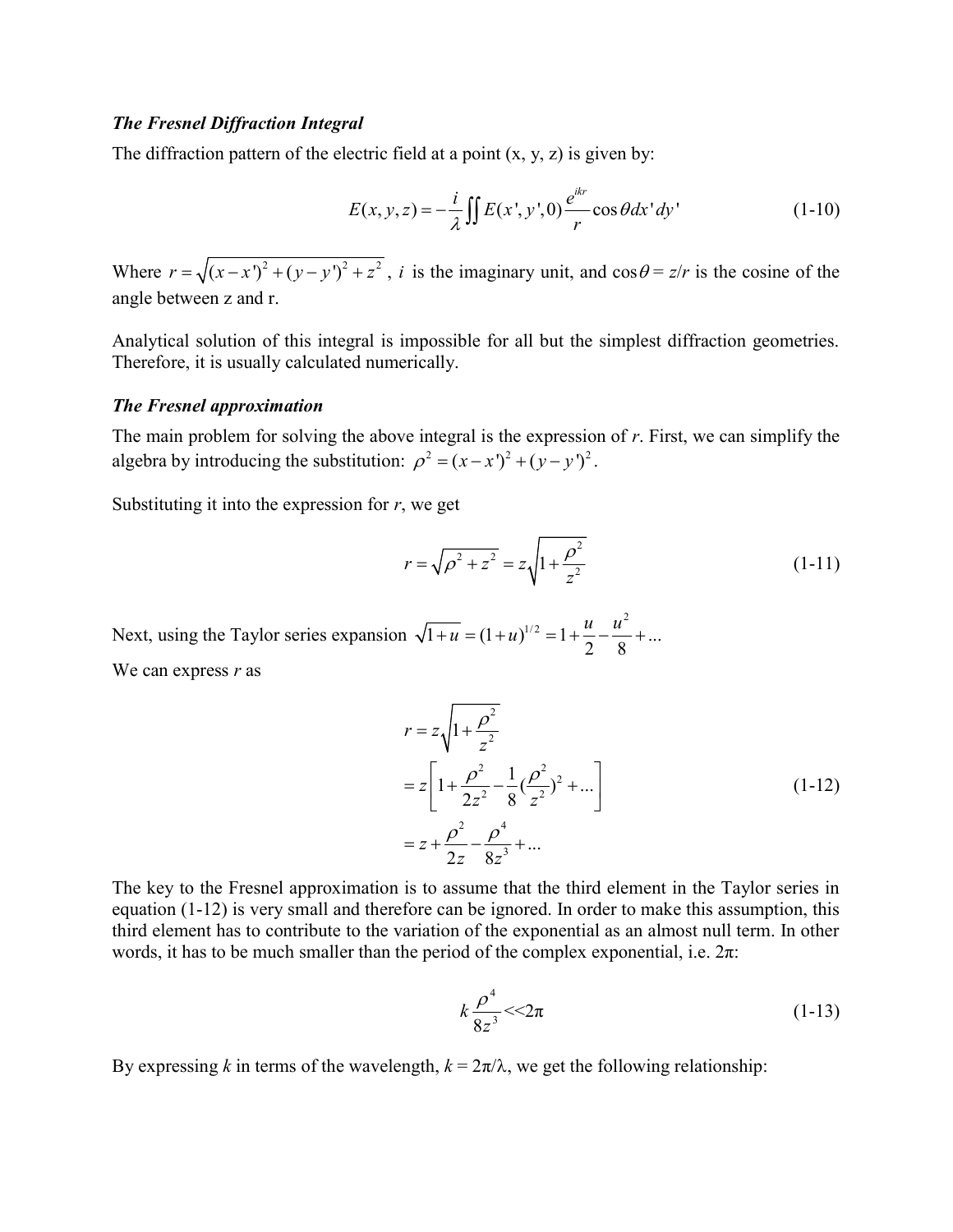### *The Fresnel Diffraction Integral*

The diffraction pattern of the electric field at a point (x, y, z) is given by:

$$E(x,y,z) = -\frac{i}{\lambda}\iint E(x',y',0)\frac{e^{ikr}}{r}\cos\theta \, dx'dy' \tag{1-10}$$

Where $r = \sqrt{(x-x')^2 + (y-y')^2 + z^2}$ , $i$ is the imaginary unit, and $\cos\theta = z/r$ is the cosine of the angle between z and r.

Analytical solution of this integral is impossible for all but the simplest diffraction geometries. Therefore, it is usually calculated numerically.

### *The Fresnel approximation*

The main problem for solving the above integral is the expression of *r*. First, we can simplify the algebra by introducing the substitution: $\rho^2 = (x-x')^2 + (y-y')^2$.

Substituting it into the expression for *r*, we get

$$r = \sqrt{\rho^2 + z^2} = z\sqrt{1 + \frac{\rho^2}{z^2}} \tag{1-11}$$

Next, using the Taylor series expansion $\sqrt{1+u} = (1+u)^{1/2} = 1 + \frac{u}{2} - \frac{u^2}{8} + ...$

We can express *r* as

$$\begin{aligned} r &= z\sqrt{1 + \frac{\rho^2}{z^2}} \\ &= z\left[1 + \frac{\rho^2}{2z^2} - \frac{1}{8}\left(\frac{\rho^2}{z^2}\right)^2 + ...\right] \\ &= z + \frac{\rho^2}{2z} - \frac{\rho^4}{8z^3} + ... \end{aligned} \tag{1-12}$$

The key to the Fresnel approximation is to assume that the third element in the Taylor series in equation (1-12) is very small and therefore can be ignored. In order to make this assumption, this third element has to contribute to the variation of the exponential as an almost null term. In other words, it has to be much smaller than the period of the complex exponential, i.e. $2\pi$:

$$k\frac{\rho^4}{8z^3} << 2\pi \tag{1-13}$$

By expressing *k* in terms of the wavelength, $k = 2\pi/\lambda$, we get the following relationship: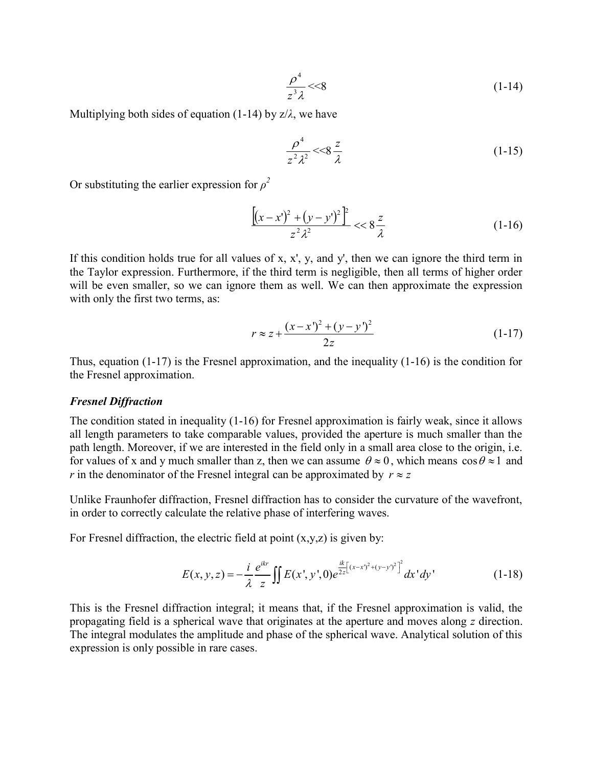$$\frac{\rho^4}{z^3\lambda} << 8 \tag{1-14}$$

Multiplying both sides of equation (1-14) by z/λ, we have

$$\frac{\rho^4}{z^2\lambda^2} << 8\frac{z}{\lambda} \tag{1-15}$$

Or substituting the earlier expression for $\rho^2$

$$\frac{\left[(x-x')^2+(y-y')^2\right]^2}{z^2\lambda^2} << 8\frac{z}{\lambda} \tag{1-16}$$

If this condition holds true for all values of x, x', y, and y', then we can ignore the third term in the Taylor expression. Furthermore, if the third term is negligible, then all terms of higher order will be even smaller, so we can ignore them as well. We can then approximate the expression with only the first two terms, as:

$$r \approx z + \frac{(x-x')^2+(y-y')^2}{2z} \tag{1-17}$$

Thus, equation (1-17) is the Fresnel approximation, and the inequality (1-16) is the condition for the Fresnel approximation.

### *Fresnel Diffraction*

The condition stated in inequality (1-16) for Fresnel approximation is fairly weak, since it allows all length parameters to take comparable values, provided the aperture is much smaller than the path length. Moreover, if we are interested in the field only in a small area close to the origin, i.e. for values of x and y much smaller than z, then we can assume $\theta \approx 0$, which means $\cos\theta \approx 1$ and *r* in the denominator of the Fresnel integral can be approximated by $r \approx z$

Unlike Fraunhofer diffraction, Fresnel diffraction has to consider the curvature of the wavefront, in order to correctly calculate the relative phase of interfering waves.

For Fresnel diffraction, the electric field at point (x,y,z) is given by:

$$E(x,y,z) = -\frac{i}{\lambda}\frac{e^{ikr}}{z}\iint E(x',y',0)e^{\frac{ik}{2z}\left[(x-x')^2+(y-y')^2\right]^2}dx'dy' \tag{1-18}$$

This is the Fresnel diffraction integral; it means that, if the Fresnel approximation is valid, the propagating field is a spherical wave that originates at the aperture and moves along *z* direction. The integral modulates the amplitude and phase of the spherical wave. Analytical solution of this expression is only possible in rare cases.